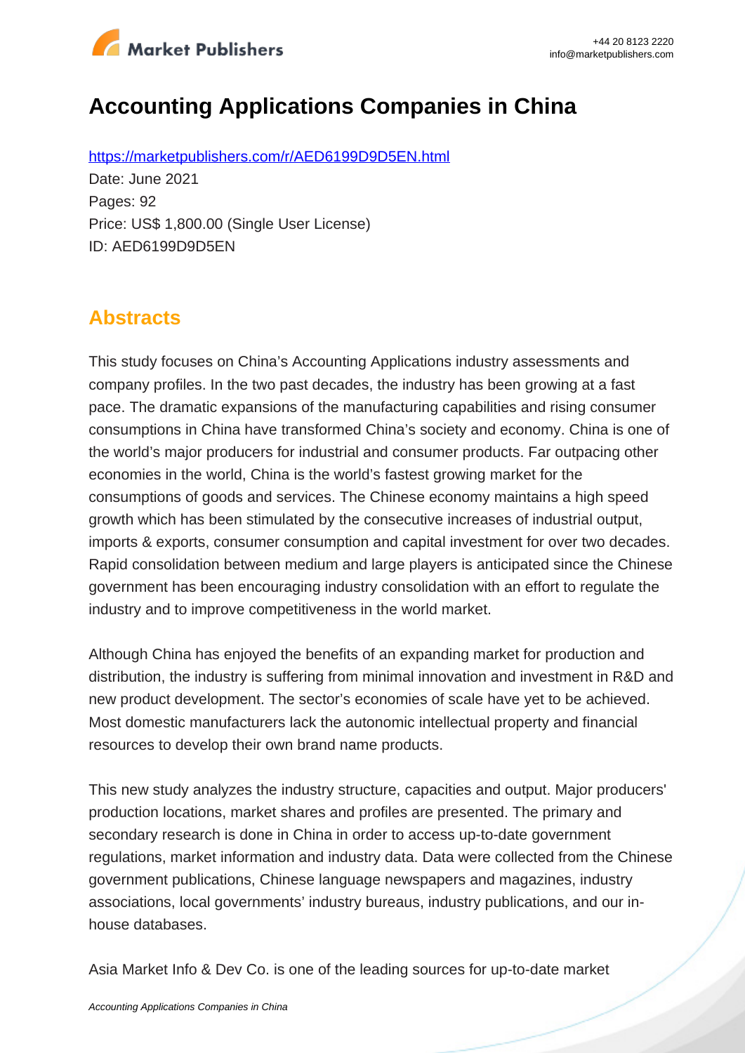# Accounting Applications Companies in China

https://marketpublishers.com/r/AED6199D9D5EN.html

Date: June 2021

Pages: 92

Price: US$ 1,800.00 (Single User License)

ID: AED6199D9D5EN

## Abstracts

This study focuses on China's Accounting Applications industry assessments and company profiles. In the two past decades, the industry has been growing at a fast pace. The dramatic expansions of the manufacturing capabilities and rising consumer consumptions in China have transformed China's society and economy. China is one of the world's major producers for industrial and consumer products. Far outpacing other economies in the world, China is the world's fastest growing market for the consumptions of goods and services. The Chinese economy maintains a high speed growth which has been stimulated by the consecutive increases of industrial output, imports & exports, consumer consumption and capital investment for over two decades. Rapid consolidation between medium and large players is anticipated since the Chinese government has been encouraging industry consolidation with an effort to regulate the industry and to improve competitiveness in the world market.

Although China has enjoyed the benefits of an expanding market for production and distribution, the industry is suffering from minimal innovation and investment in R&D and new product development. The sector's economies of scale have yet to be achieved. Most domestic manufacturers lack the autonomic intellectual property and financial resources to develop their own brand name products.

This new study analyzes the industry structure, capacities and output. Major producers' production locations, market shares and profiles are presented. The primary and secondary research is done in China in order to access up-to-date government regulations, market information and industry data. Data were collected from the Chinese government publications, Chinese language newspapers and magazines, industry associations, local governments' industry bureaus, industry publications, and our in-house databases.

Asia Market Info & Dev Co. is one of the leading sources for up-to-date market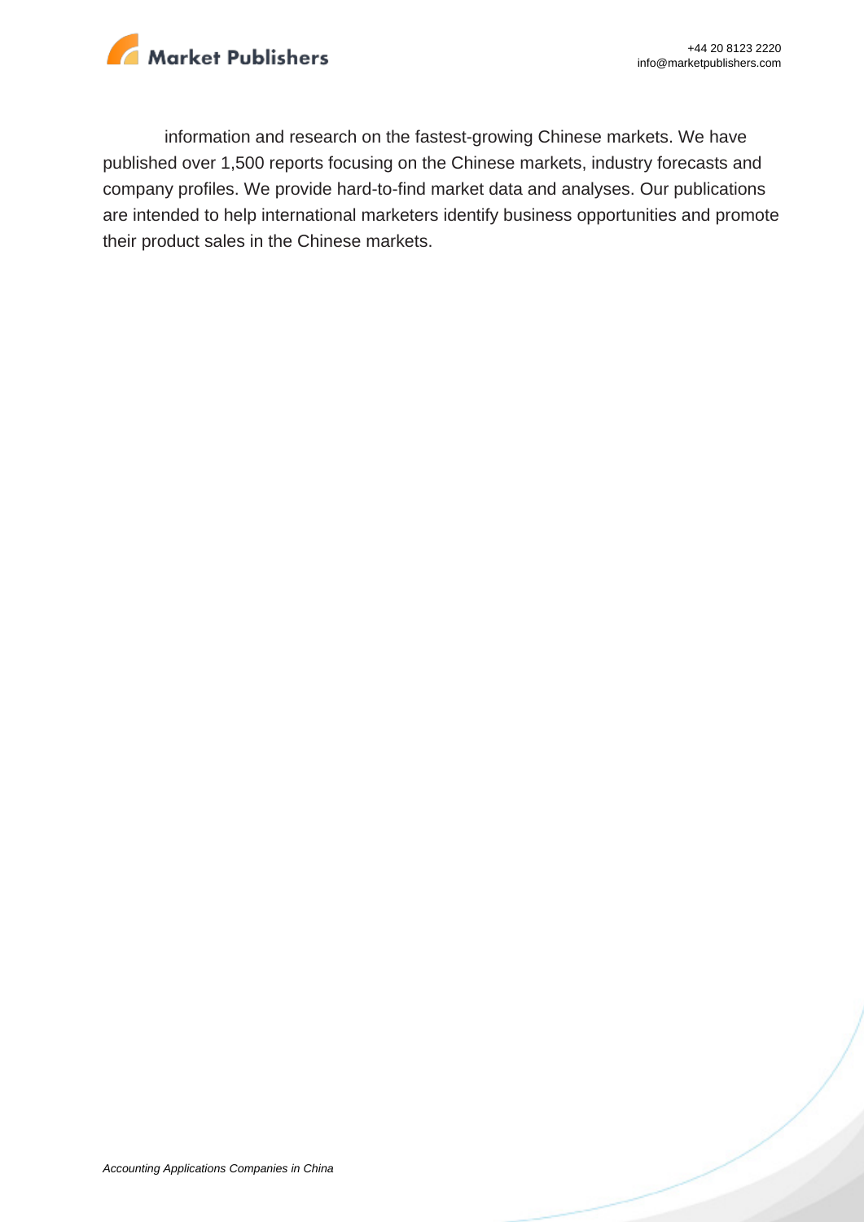information and research on the fastest-growing Chinese markets. We have published over 1,500 reports focusing on the Chinese markets, industry forecasts and company profiles. We provide hard-to-find market data and analyses. Our publications are intended to help international marketers identify business opportunities and promote their product sales in the Chinese markets.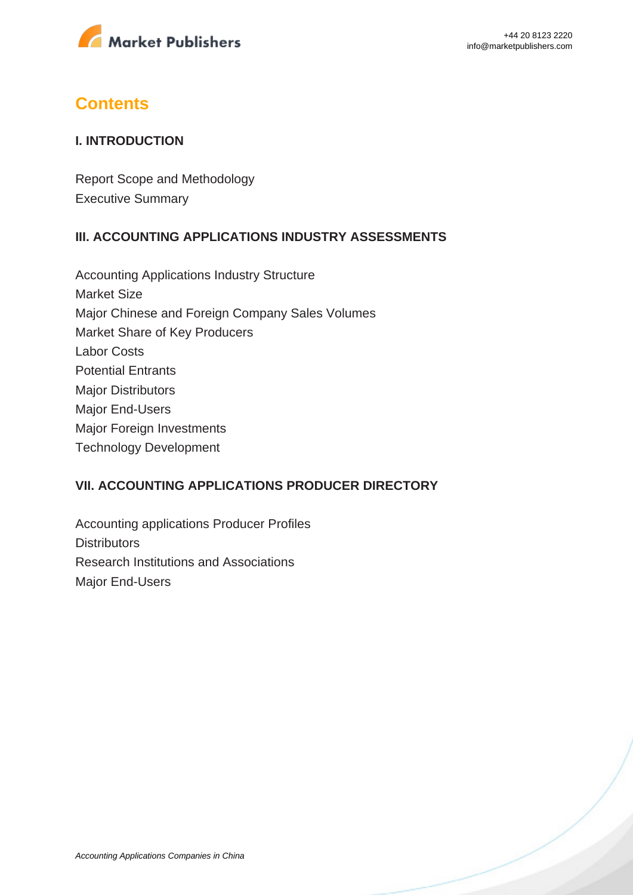# Contents

## I. INTRODUCTION

Report Scope and Methodology
Executive Summary

## III. ACCOUNTING APPLICATIONS INDUSTRY ASSESSMENTS

Accounting Applications Industry Structure
Market Size
Major Chinese and Foreign Company Sales Volumes
Market Share of Key Producers
Labor Costs
Potential Entrants
Major Distributors
Major End-Users
Major Foreign Investments
Technology Development

## VII. ACCOUNTING APPLICATIONS PRODUCER DIRECTORY

Accounting applications Producer Profiles
Distributors
Research Institutions and Associations
Major End-Users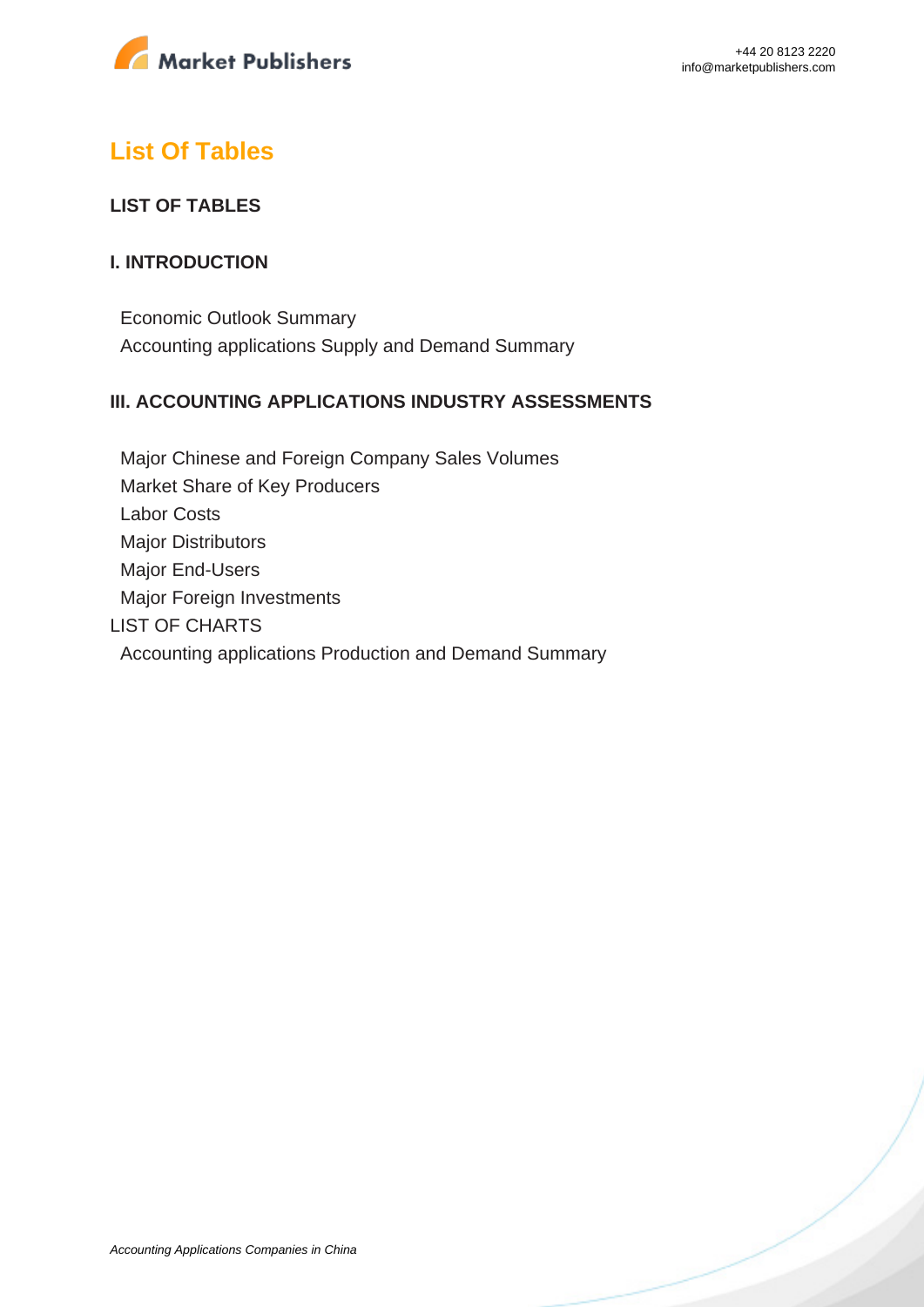## List Of Tables

**LIST OF TABLES**

**I. INTRODUCTION**

Economic Outlook Summary
Accounting applications Supply and Demand Summary

**III. ACCOUNTING APPLICATIONS INDUSTRY ASSESSMENTS**

Major Chinese and Foreign Company Sales Volumes
Market Share of Key Producers
Labor Costs
Major Distributors
Major End-Users
Major Foreign Investments

LIST OF CHARTS

Accounting applications Production and Demand Summary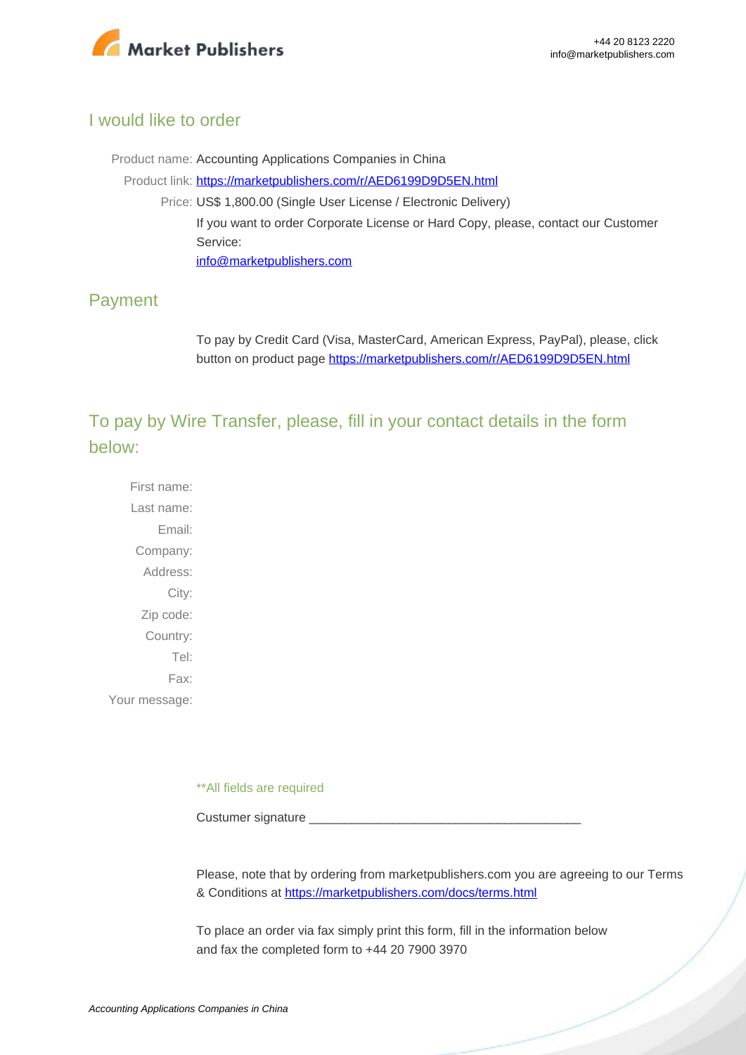## I would like to order

Product name: Accounting Applications Companies in China

Product link: [https://marketpublishers.com/r/AED6199D9D5EN.html](https://marketpublishers.com/r/AED6199D9D5EN.html)

Price: US$ 1,800.00 (Single User License / Electronic Delivery)

If you want to order Corporate License or Hard Copy, please, contact our Customer Service:

[info@marketpublishers.com](mailto:info@marketpublishers.com)

## Payment

To pay by Credit Card (Visa, MasterCard, American Express, PayPal), please, click button on product page [https://marketpublishers.com/r/AED6199D9D5EN.html](https://marketpublishers.com/r/AED6199D9D5EN.html)

## To pay by Wire Transfer, please, fill in your contact details in the form below:

First name:

Last name:

Email:

Company:

Address:

City:

Zip code:

Country:

Tel:

Fax:

Your message:

**All fields are required

Custumer signature _______________________________________

Please, note that by ordering from marketpublishers.com you are agreeing to our Terms & Conditions at [https://marketpublishers.com/docs/terms.html](https://marketpublishers.com/docs/terms.html)

To place an order via fax simply print this form, fill in the information below and fax the completed form to +44 20 7900 3970